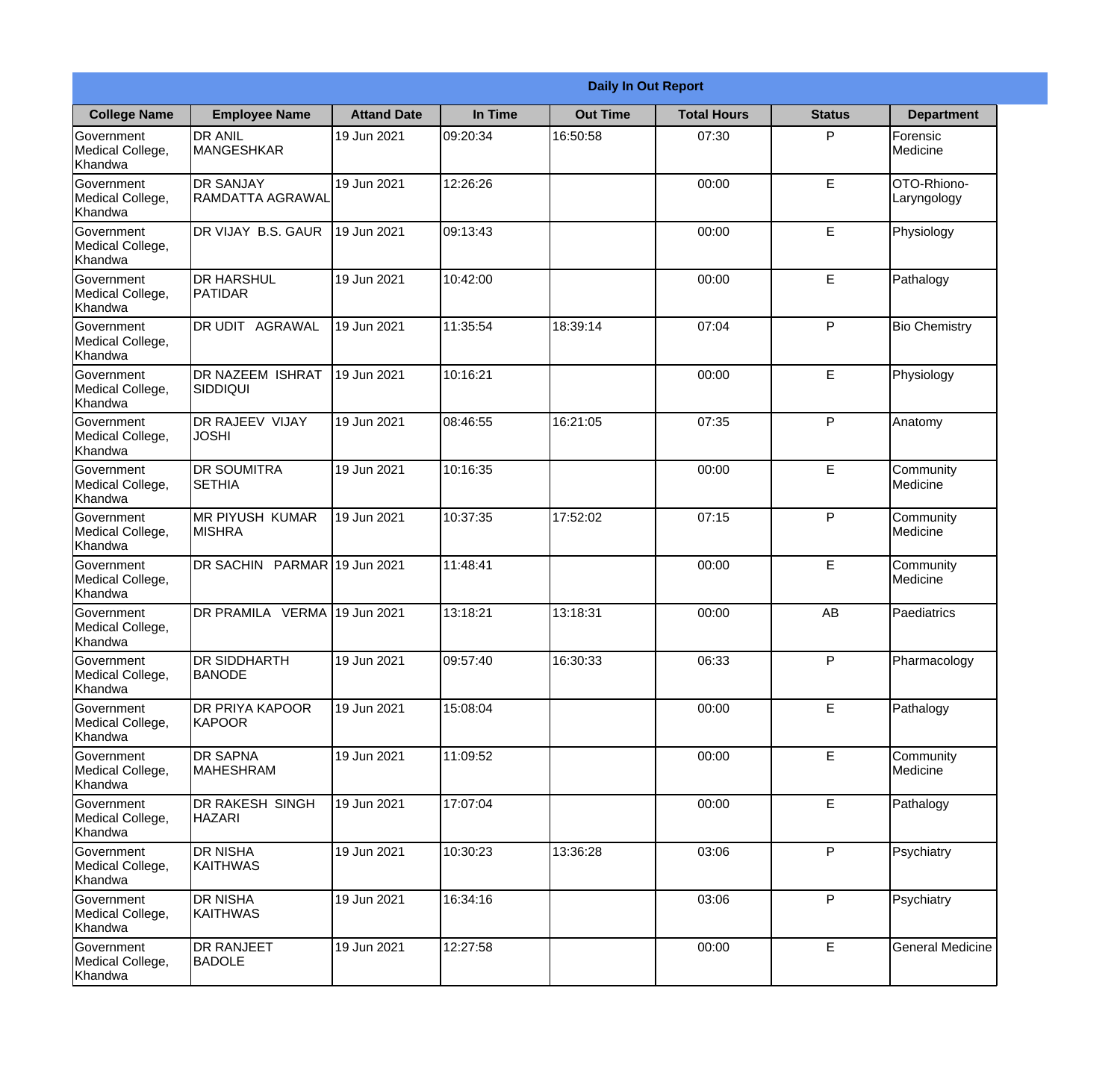# Daily In Out Report

| College Name | Employee Name | Attand Date | In Time | Out Time | Total Hours | Status | Department |
|---|---|---|---|---|---|---|---|
| Government Medical College, Khandwa | DR ANIL MANGESHKAR | 19 Jun 2021 | 09:20:34 | 16:50:58 | 07:30 | P | Forensic Medicine |
| Government Medical College, Khandwa | DR SANJAY RAMDATTA AGRAWAL | 19 Jun 2021 | 12:26:26 | | 00:00 | E | OTO-Rhiono-Laryngology |
| Government Medical College, Khandwa | DR VIJAY B.S. GAUR | 19 Jun 2021 | 09:13:43 | | 00:00 | E | Physiology |
| Government Medical College, Khandwa | DR HARSHUL PATIDAR | 19 Jun 2021 | 10:42:00 | | 00:00 | E | Pathalogy |
| Government Medical College, Khandwa | DR UDIT AGRAWAL | 19 Jun 2021 | 11:35:54 | 18:39:14 | 07:04 | P | Bio Chemistry |
| Government Medical College, Khandwa | DR NAZEEM ISHRAT SIDDIQUI | 19 Jun 2021 | 10:16:21 | | 00:00 | E | Physiology |
| Government Medical College, Khandwa | DR RAJEEV VIJAY JOSHI | 19 Jun 2021 | 08:46:55 | 16:21:05 | 07:35 | P | Anatomy |
| Government Medical College, Khandwa | DR SOUMITRA SETHIA | 19 Jun 2021 | 10:16:35 | | 00:00 | E | Community Medicine |
| Government Medical College, Khandwa | MR PIYUSH KUMAR MISHRA | 19 Jun 2021 | 10:37:35 | 17:52:02 | 07:15 | P | Community Medicine |
| Government Medical College, Khandwa | DR SACHIN PARMAR | 19 Jun 2021 | 11:48:41 | | 00:00 | E | Community Medicine |
| Government Medical College, Khandwa | DR PRAMILA VERMA | 19 Jun 2021 | 13:18:21 | 13:18:31 | 00:00 | AB | Paediatrics |
| Government Medical College, Khandwa | DR SIDDHARTH BANODE | 19 Jun 2021 | 09:57:40 | 16:30:33 | 06:33 | P | Pharmacology |
| Government Medical College, Khandwa | DR PRIYA KAPOOR KAPOOR | 19 Jun 2021 | 15:08:04 | | 00:00 | E | Pathalogy |
| Government Medical College, Khandwa | DR SAPNA MAHESHRAM | 19 Jun 2021 | 11:09:52 | | 00:00 | E | Community Medicine |
| Government Medical College, Khandwa | DR RAKESH SINGH HAZARI | 19 Jun 2021 | 17:07:04 | | 00:00 | E | Pathalogy |
| Government Medical College, Khandwa | DR NISHA KAITHWAS | 19 Jun 2021 | 10:30:23 | 13:36:28 | 03:06 | P | Psychiatry |
| Government Medical College, Khandwa | DR NISHA KAITHWAS | 19 Jun 2021 | 16:34:16 | | 03:06 | P | Psychiatry |
| Government Medical College, Khandwa | DR RANJEET BADOLE | 19 Jun 2021 | 12:27:58 | | 00:00 | E | General Medicine |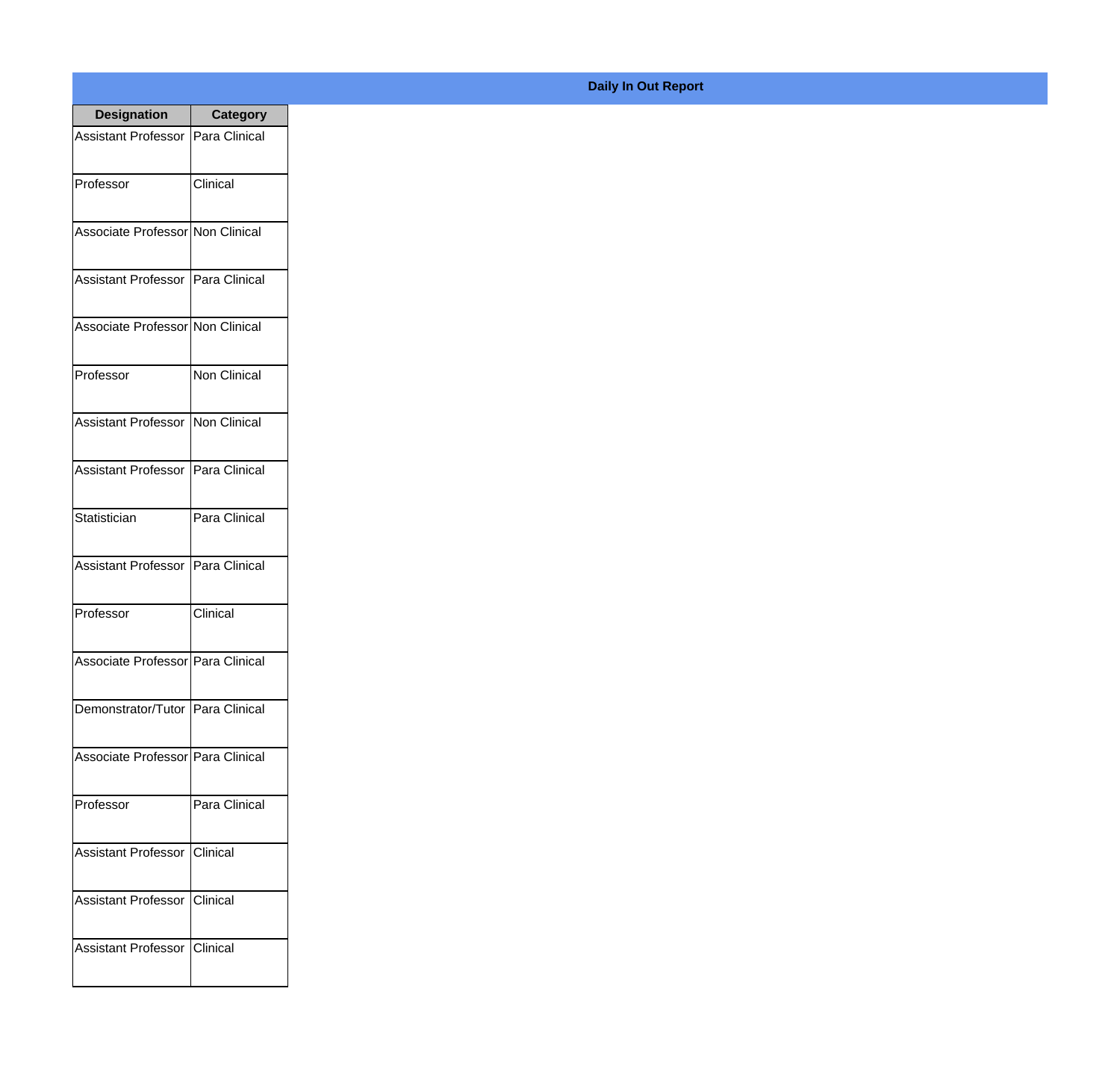**Daily In Out Report**

| Designation | Category |
| --- | --- |
| Assistant Professor | Para Clinical |
| Professor | Clinical |
| Associate Professor | Non Clinical |
| Assistant Professor | Para Clinical |
| Associate Professor | Non Clinical |
| Professor | Non Clinical |
| Assistant Professor | Non Clinical |
| Assistant Professor | Para Clinical |
| Statistician | Para Clinical |
| Assistant Professor | Para Clinical |
| Professor | Clinical |
| Associate Professor | Para Clinical |
| Demonstrator/Tutor | Para Clinical |
| Associate Professor | Para Clinical |
| Professor | Para Clinical |
| Assistant Professor | Clinical |
| Assistant Professor | Clinical |
| Assistant Professor | Clinical |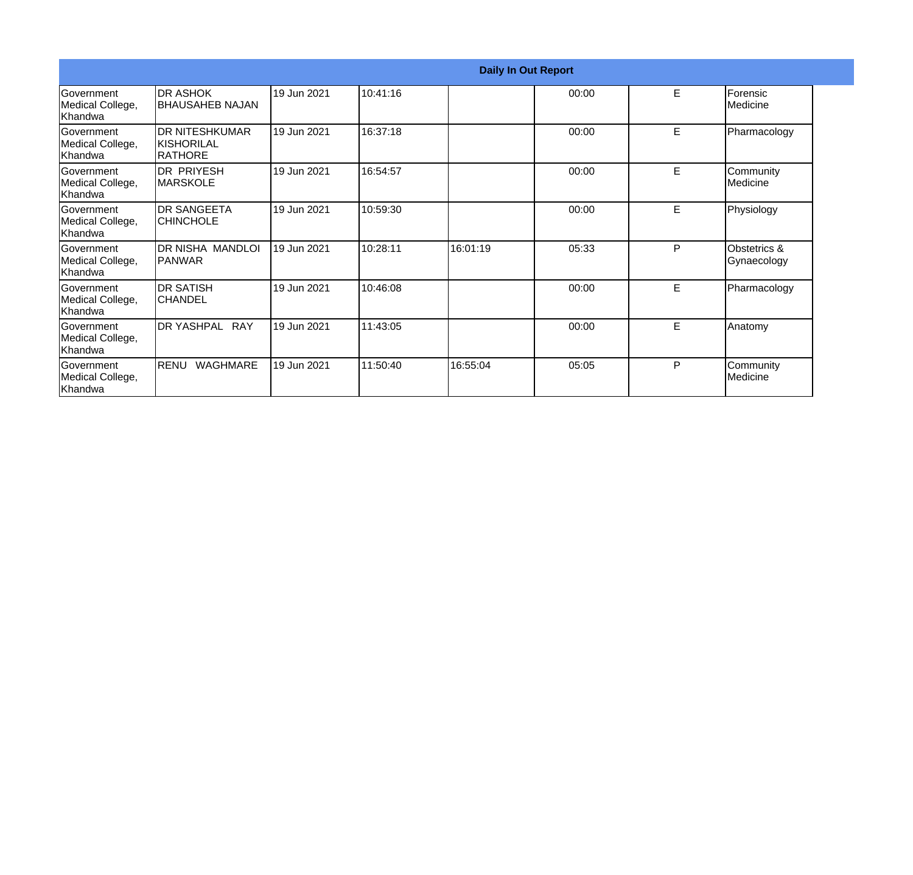**Daily In Out Report**

| | | | | | | | |
|---|---|---|---|---|---|---|---|
| Government Medical College, Khandwa | DR ASHOK BHAUSAHEB NAJAN | 19 Jun 2021 | 10:41:16 | | 00:00 | E | Forensic Medicine |
| Government Medical College, Khandwa | DR NITESHKUMAR KISHORILAL RATHORE | 19 Jun 2021 | 16:37:18 | | 00:00 | E | Pharmacology |
| Government Medical College, Khandwa | DR PRIYESH MARSKOLE | 19 Jun 2021 | 16:54:57 | | 00:00 | E | Community Medicine |
| Government Medical College, Khandwa | DR SANGEETA CHINCHOLE | 19 Jun 2021 | 10:59:30 | | 00:00 | E | Physiology |
| Government Medical College, Khandwa | DR NISHA MANDLOI PANWAR | 19 Jun 2021 | 10:28:11 | 16:01:19 | 05:33 | P | Obstetrics & Gynaecology |
| Government Medical College, Khandwa | DR SATISH CHANDEL | 19 Jun 2021 | 10:46:08 | | 00:00 | E | Pharmacology |
| Government Medical College, Khandwa | DR YASHPAL RAY | 19 Jun 2021 | 11:43:05 | | 00:00 | E | Anatomy |
| Government Medical College, Khandwa | RENU WAGHMARE | 19 Jun 2021 | 11:50:40 | 16:55:04 | 05:05 | P | Community Medicine |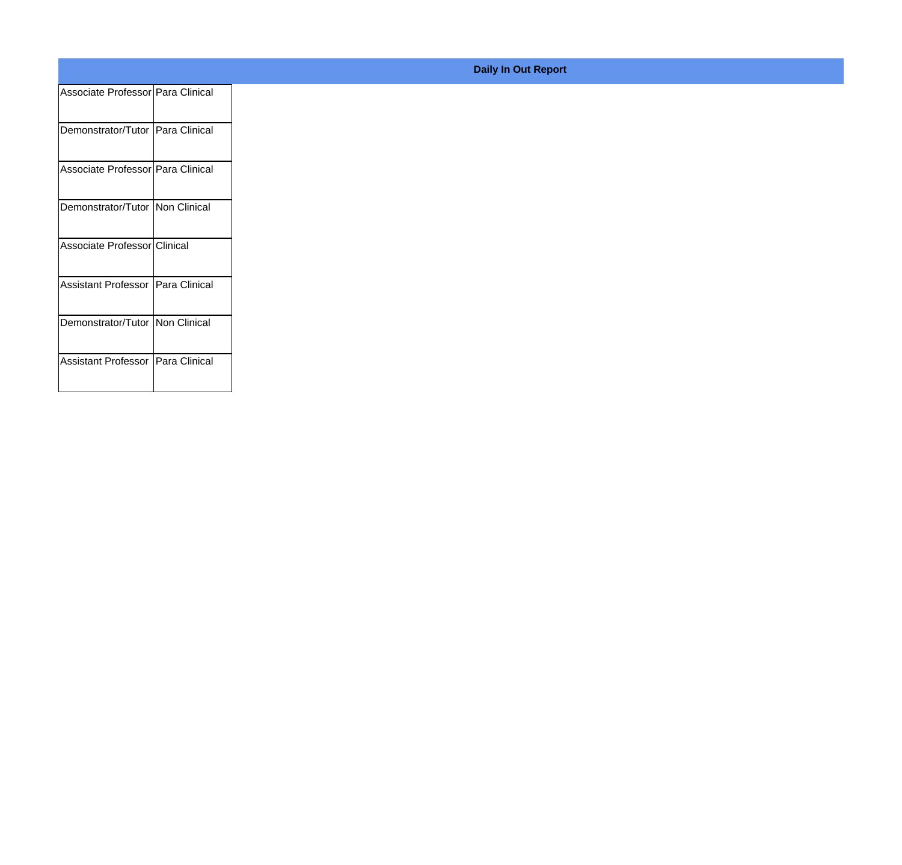**Daily In Out Report**

| | |
|---|---|
| Associate Professor | Para Clinical |
| Demonstrator/Tutor | Para Clinical |
| Associate Professor | Para Clinical |
| Demonstrator/Tutor | Non Clinical |
| Associate Professor | Clinical |
| Assistant Professor | Para Clinical |
| Demonstrator/Tutor | Non Clinical |
| Assistant Professor | Para Clinical |